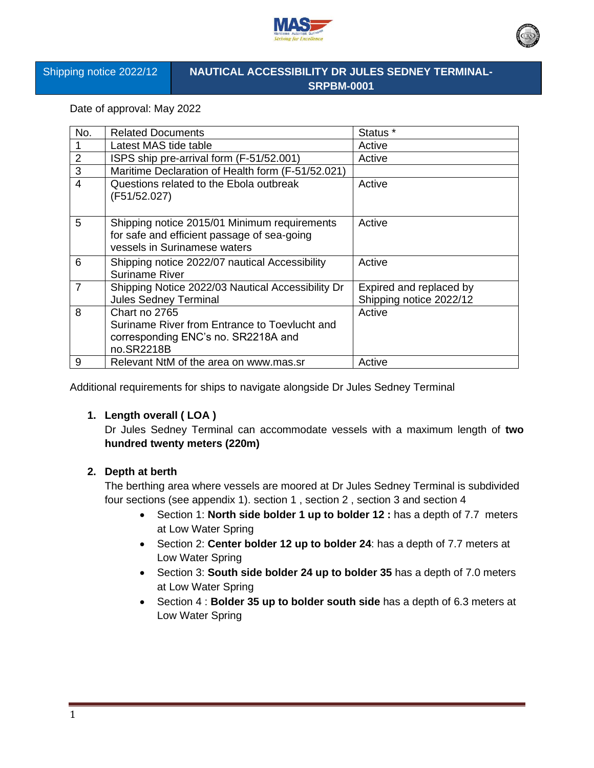| Shipping notice 2022/12 | NAUTICAL ACCESSIBILITY DR JULES SEDNEY TERMINAL-SRPBM-0001 |
|---|---|

Date of approval: May 2022

| No. | Related Documents | Status * |
|---|---|---|
| 1 | Latest MAS tide table | Active |
| 2 | ISPS ship pre-arrival form (F-51/52.001) | Active |
| 3 | Maritime Declaration of Health form (F-51/52.021) | |
| 4 | Questions related to the Ebola outbreak (F51/52.027) | Active |
| 5 | Shipping notice 2015/01 Minimum requirements for safe and efficient passage of sea-going vessels in Surinamese waters | Active |
| 6 | Shipping notice 2022/07 nautical Accessibility Suriname River | Active |
| 7 | Shipping Notice 2022/03 Nautical Accessibility Dr Jules Sedney Terminal | Expired and replaced by Shipping notice 2022/12 |
| 8 | Chart no 2765<br>Suriname River from Entrance to Toevlucht and corresponding ENC's no. SR2218A and no.SR2218B | Active |
| 9 | Relevant NtM of the area on www.mas.sr | Active |

Additional requirements for ships to navigate alongside Dr Jules Sedney Terminal

1. **Length overall ( LOA )**

   Dr Jules Sedney Terminal can accommodate vessels with a maximum length of **two hundred twenty meters (220m)**

2. **Depth at berth**

   The berthing area where vessels are moored at Dr Jules Sedney Terminal is subdivided four sections (see appendix 1). section 1 , section 2 , section 3 and section 4

   - Section 1: **North side bolder 1 up to bolder 12 :** has a depth of 7.7 meters at Low Water Spring
   - Section 2: **Center bolder 12 up to bolder 24**: has a depth of 7.7 meters at Low Water Spring
   - Section 3: **South side bolder 24 up to bolder 35** has a depth of 7.0 meters at Low Water Spring
   - Section 4 : **Bolder 35 up to bolder south side** has a depth of 6.3 meters at Low Water Spring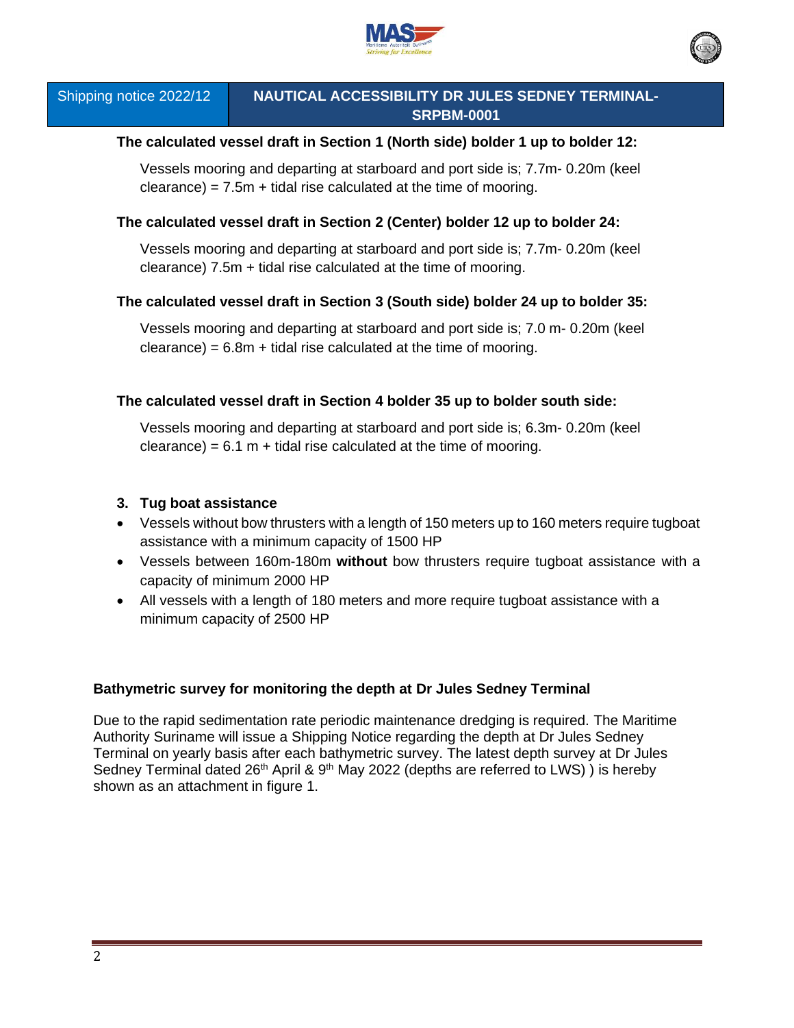**The calculated vessel draft in Section 1 (North side) bolder 1 up to bolder 12:**

Vessels mooring and departing at starboard and port side is; 7.7m- 0.20m (keel clearance) = 7.5m + tidal rise calculated at the time of mooring.

**The calculated vessel draft in Section 2 (Center) bolder 12 up to bolder 24:**

Vessels mooring and departing at starboard and port side is; 7.7m- 0.20m (keel clearance) 7.5m + tidal rise calculated at the time of mooring.

**The calculated vessel draft in Section 3 (South side) bolder 24 up to bolder 35:**

Vessels mooring and departing at starboard and port side is; 7.0 m- 0.20m (keel clearance) = 6.8m + tidal rise calculated at the time of mooring.

**The calculated vessel draft in Section 4 bolder 35 up to bolder south side:**

Vessels mooring and departing at starboard and port side is; 6.3m- 0.20m (keel clearance) = 6.1 m + tidal rise calculated at the time of mooring.

### 3. Tug boat assistance

- Vessels without bow thrusters with a length of 150 meters up to 160 meters require tugboat assistance with a minimum capacity of 1500 HP
- Vessels between 160m-180m **without** bow thrusters require tugboat assistance with a capacity of minimum 2000 HP
- All vessels with a length of 180 meters and more require tugboat assistance with a minimum capacity of 2500 HP

**Bathymetric survey for monitoring the depth at Dr Jules Sedney Terminal**

Due to the rapid sedimentation rate periodic maintenance dredging is required. The Maritime Authority Suriname will issue a Shipping Notice regarding the depth at Dr Jules Sedney Terminal on yearly basis after each bathymetric survey. The latest depth survey at Dr Jules Sedney Terminal dated 26th April & 9th May 2022 (depths are referred to LWS) ) is hereby shown as an attachment in figure 1.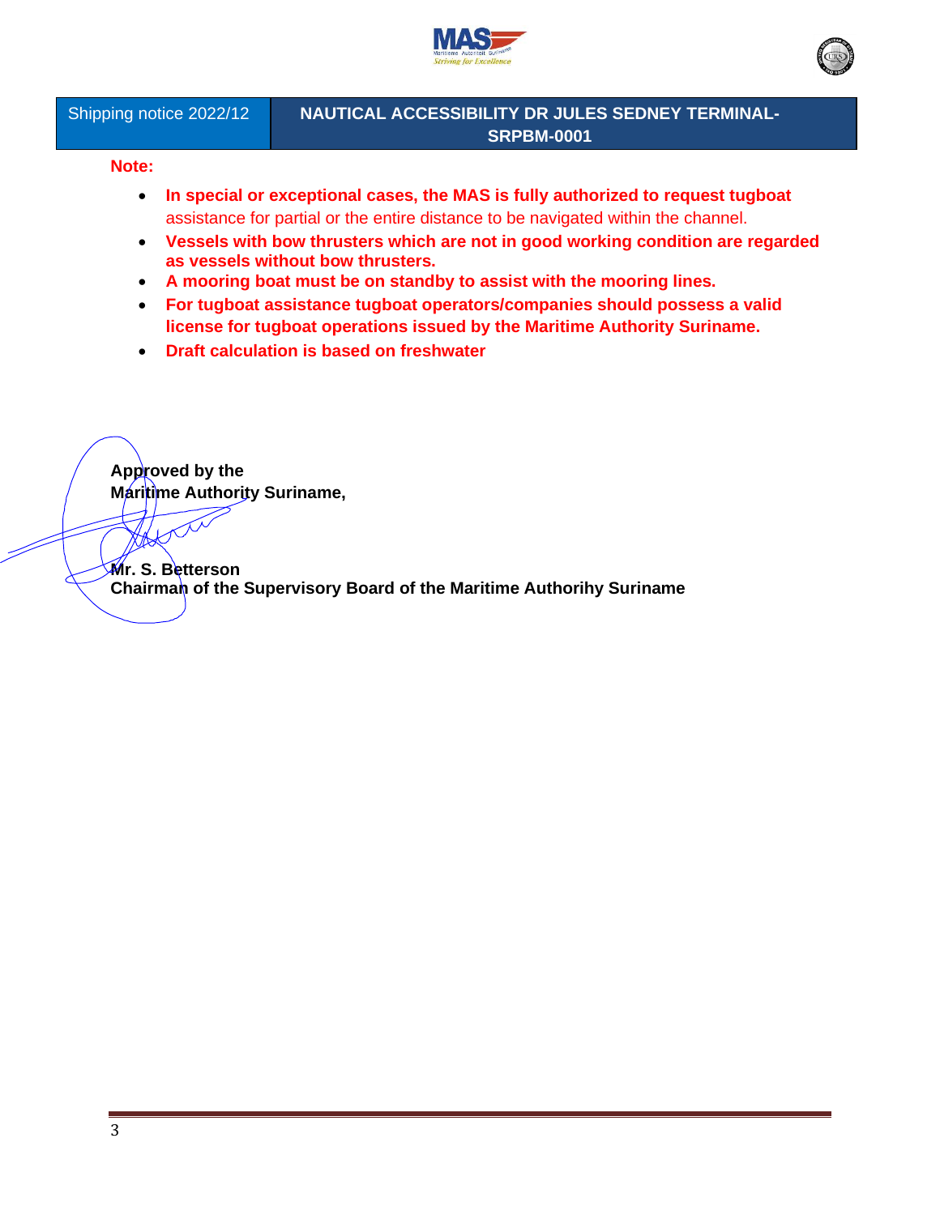| Shipping notice 2022/12 | NAUTICAL ACCESSIBILITY DR JULES SEDNEY TERMINAL-SRPBM-0001 |
|---|---|

**Note:**

- **In special or exceptional cases, the MAS is fully authorized to request tugboat** assistance for partial or the entire distance to be navigated within the channel.
- **Vessels with bow thrusters which are not in good working condition are regarded as vessels without bow thrusters.**
- **A mooring boat must be on standby to assist with the mooring lines.**
- **For tugboat assistance tugboat operators/companies should possess a valid license for tugboat operations issued by the Maritime Authority Suriname.**
- **Draft calculation is based on freshwater**

**Approved by the**
**Maritime Authority Suriname,**

**Mr. S. Betterson**
**Chairman of the Supervisory Board of the Maritime Authorihy Suriname**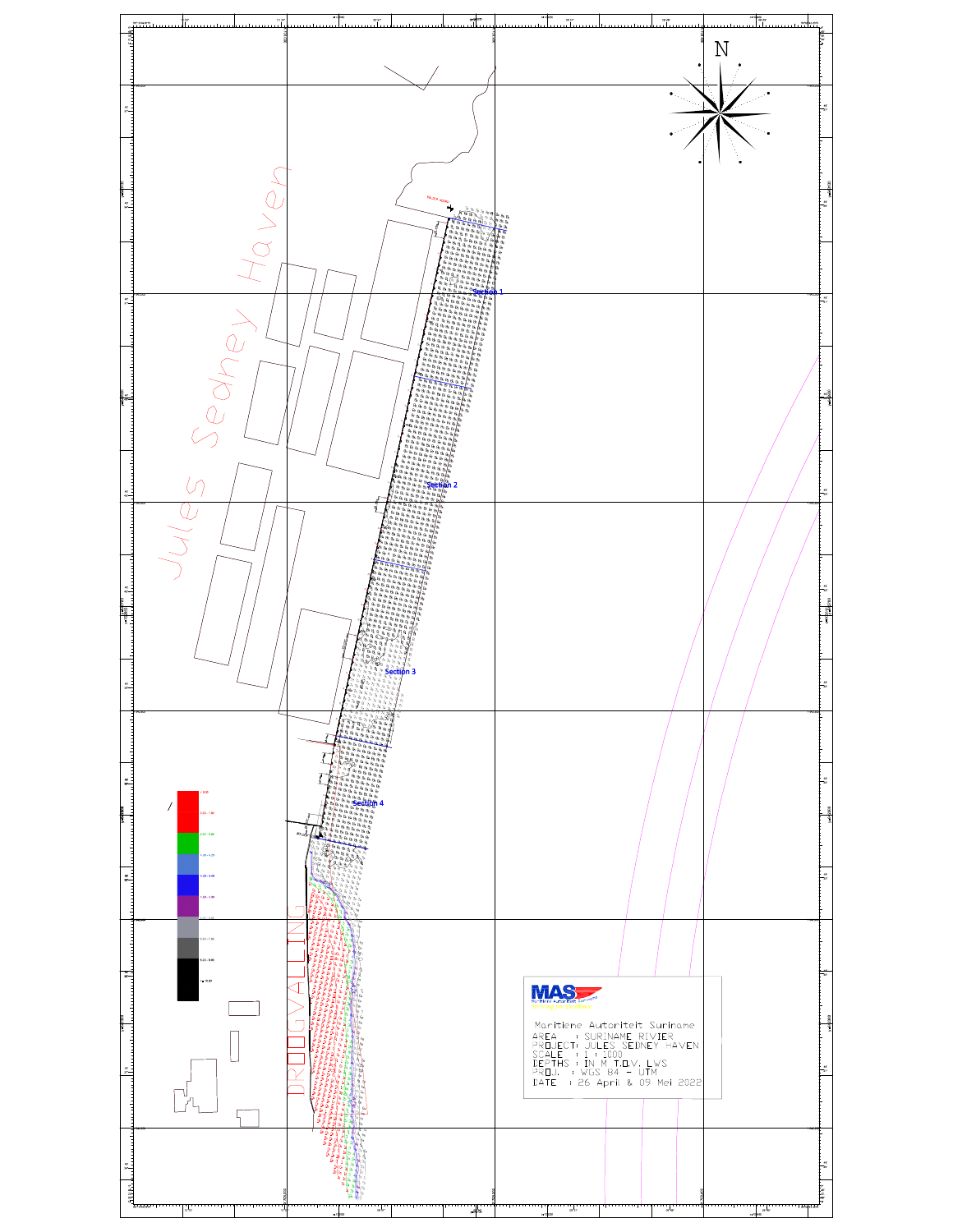N

Jules Sedney Haven

Section 1

Section 2

Section 3

Section 4

DROOGVALLING

MAS
Maritieme Autoriteit Suriname

Maritieme Autoriteit Suriname
AREA : SURINAME RIVIER
PROJECT: JULES SEDNEY HAVEN
SCALE : 1 : 1000
DEPTHS : IN M T.O.V. LWS
PROJ. : WGS 84 - UTM
DATE : 26 April & 09 Mei 2022